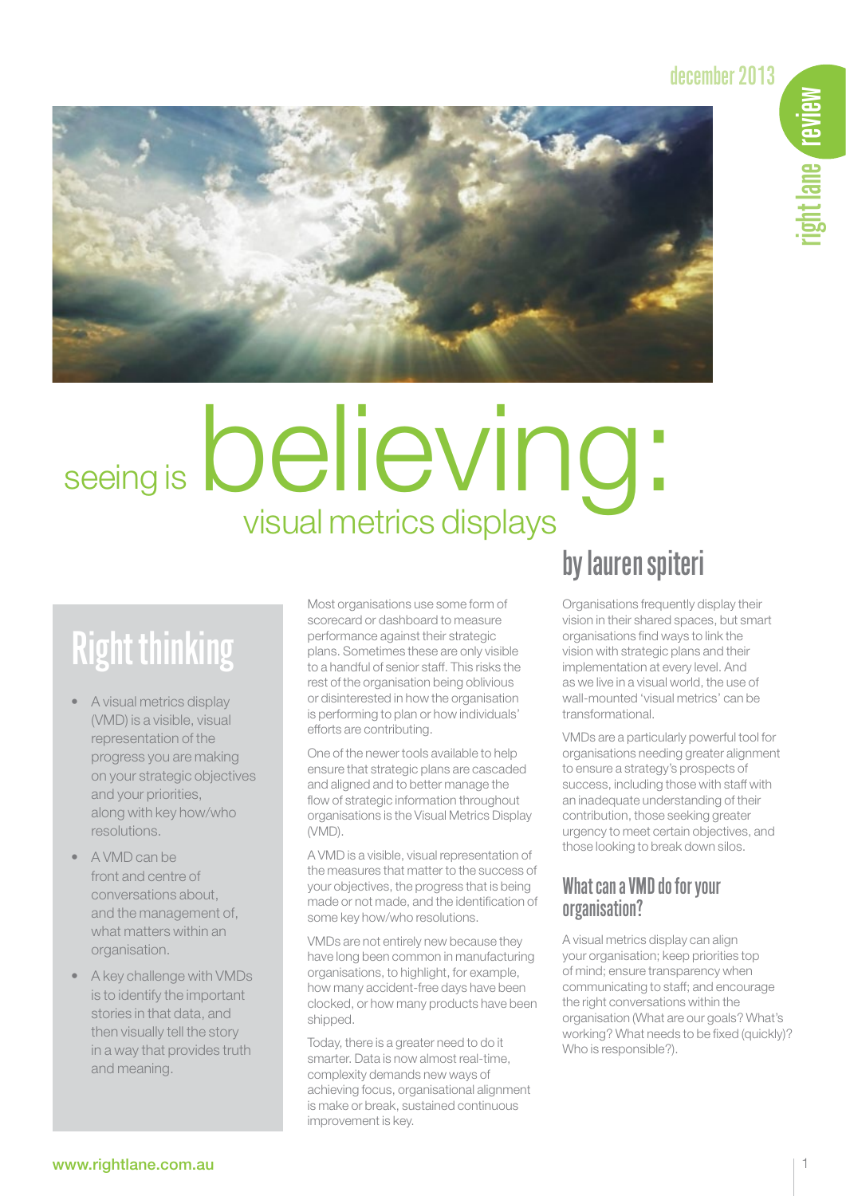# seeing is believing: visual metrics displays

## by lauren spiteri

## Right thinking

- A visual metrics display (VMD) is a visible, visual representation of the progress you are making on your strategic objectives and your priorities, along with key how/who resolutions.
- A VMD can be front and centre of conversations about, and the management of, what matters within an organisation.
- A key challenge with VMDs is to identify the important stories in that data, and then visually tell the story in a way that provides truth and meaning.

Most organisations use some form of scorecard or dashboard to measure performance against their strategic plans. Sometimes these are only visible to a handful of senior staff. This risks the rest of the organisation being oblivious or disinterested in how the organisation is performing to plan or how individuals' efforts are contributing.

One of the newer tools available to help ensure that strategic plans are cascaded and aligned and to better manage the flow of strategic information throughout organisations is the Visual Metrics Display (VMD).

A VMD is a visible, visual representation of the measures that matter to the success of your objectives, the progress that is being made or not made, and the identification of some key how/who resolutions.

VMDs are not entirely new because they have long been common in manufacturing organisations, to highlight, for example, how many accident-free days have been clocked, or how many products have been shipped.

Today, there is a greater need to do it smarter. Data is now almost real-time, complexity demands new ways of achieving focus, organisational alignment is make or break, sustained continuous improvement is key.

Organisations frequently display their vision in their shared spaces, but smart organisations find ways to link the vision with strategic plans and their implementation at every level. And as we live in a visual world, the use of wall-mounted 'visual metrics' can be transformational.

VMDs are a particularly powerful tool for organisations needing greater alignment to ensure a strategy's prospects of success, including those with staff with an inadequate understanding of their contribution, those seeking greater urgency to meet certain objectives, and those looking to break down silos.

### What can a VMD do for your organisation?

A visual metrics display can align your organisation; keep priorities top of mind; ensure transparency when communicating to staff; and encourage the right conversations within the organisation (What are our goals? What's working? What needs to be fixed (quickly)? Who is responsible?).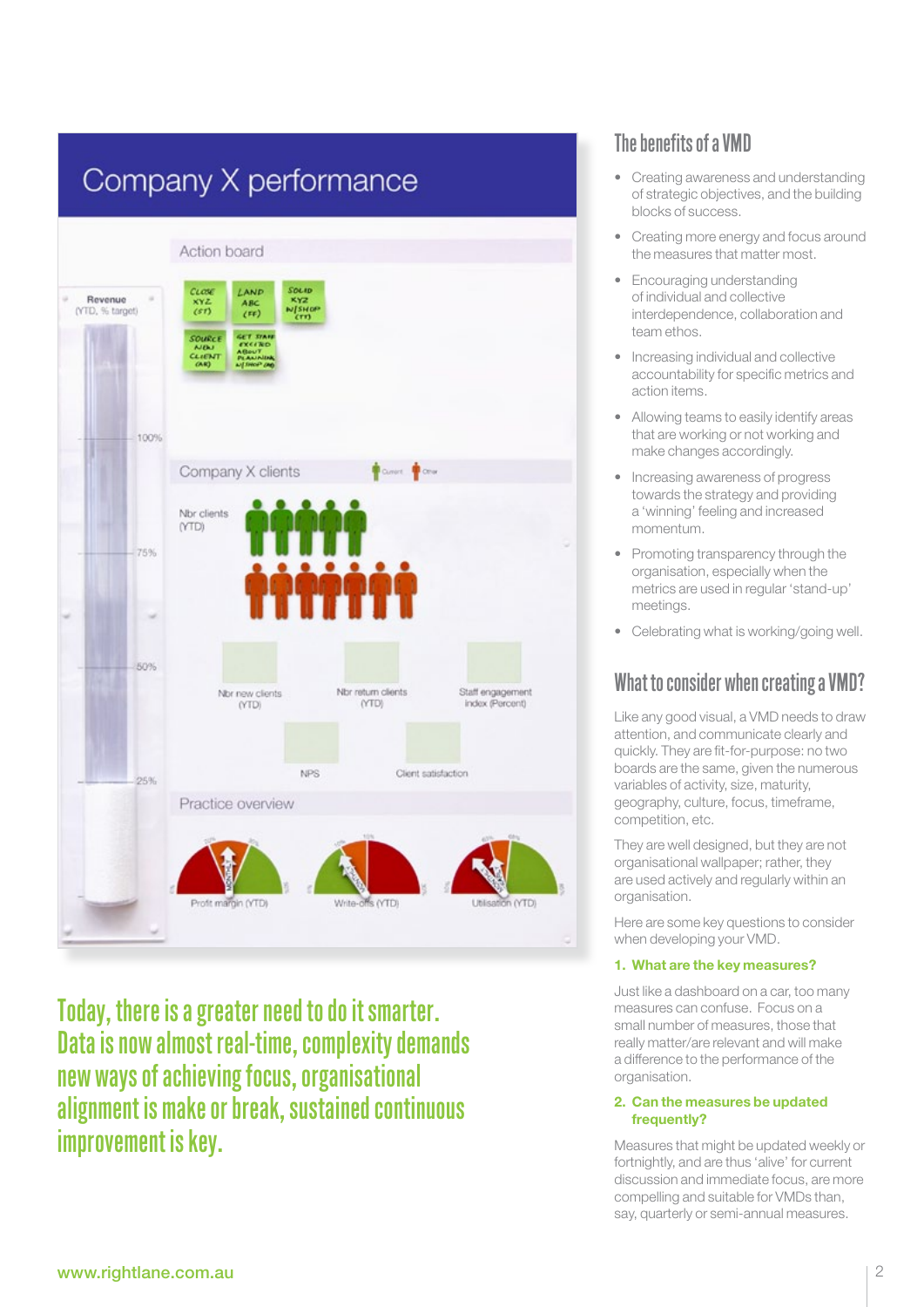Today, there is a greater need to do it smarter. Data is now almost real-time, complexity demands new ways of achieving focus, organisational alignment is make or break, sustained continuous improvement is key.

## The benefits of a VMD

- Creating awareness and understanding of strategic objectives, and the building blocks of success.
- Creating more energy and focus around the measures that matter most.
- Encouraging understanding of individual and collective interdependence, collaboration and team ethos.
- Increasing individual and collective accountability for specific metrics and action items.
- Allowing teams to easily identify areas that are working or not working and make changes accordingly.
- Increasing awareness of progress towards the strategy and providing a 'winning' feeling and increased momentum.
- Promoting transparency through the organisation, especially when the metrics are used in regular 'stand-up' meetings.
- Celebrating what is working/going well.

## What to consider when creating a VMD?

Like any good visual, a VMD needs to draw attention, and communicate clearly and quickly. They are fit-for-purpose: no two boards are the same, given the numerous variables of activity, size, maturity, geography, culture, focus, timeframe, competition, etc.

They are well designed, but they are not organisational wallpaper; rather, they are used actively and regularly within an organisation.

Here are some key questions to consider when developing your VMD.

### 1. What are the key measures?

Just like a dashboard on a car, too many measures can confuse. Focus on a small number of measures, those that really matter/are relevant and will make a difference to the performance of the organisation.

### 2. Can the measures be updated frequently?

Measures that might be updated weekly or fortnightly, and are thus 'alive' for current discussion and immediate focus, are more compelling and suitable for VMDs than, say, quarterly or semi-annual measures.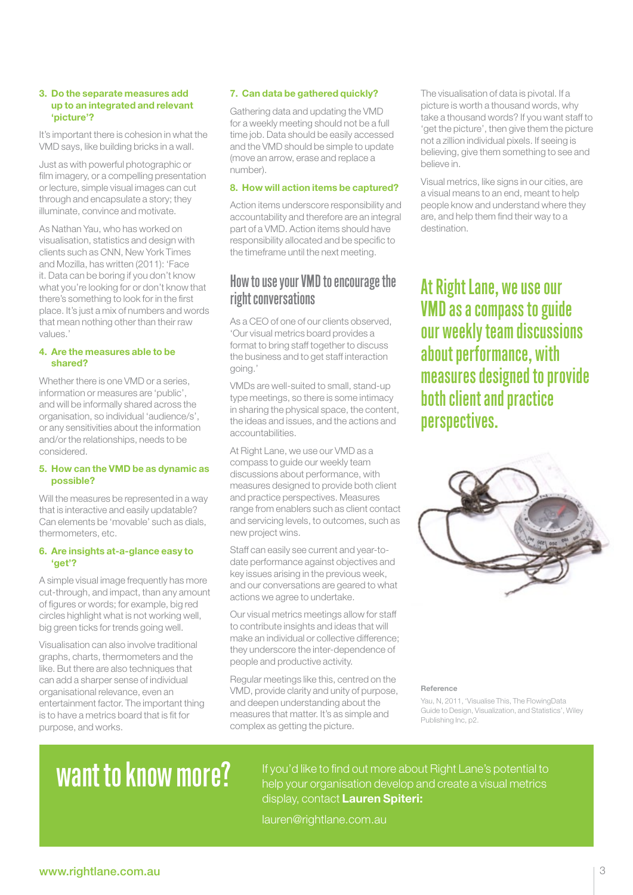### 3. Do the separate measures add up to an integrated and relevant 'picture'?

It's important there is cohesion in what the VMD says, like building bricks in a wall.

Just as with powerful photographic or film imagery, or a compelling presentation or lecture, simple visual images can cut through and encapsulate a story; they illuminate, convince and motivate.

As Nathan Yau, who has worked on visualisation, statistics and design with clients such as CNN, New York Times and Mozilla, has written (2011): 'Face it. Data can be boring if you don't know what you're looking for or don't know that there's something to look for in the first place. It's just a mix of numbers and words that mean nothing other than their raw values.'

### 4. Are the measures able to be shared?

Whether there is one VMD or a series, information or measures are 'public', and will be informally shared across the organisation, so individual 'audience/s', or any sensitivities about the information and/or the relationships, needs to be considered.

### 5. How can the VMD be as dynamic as possible?

Will the measures be represented in a way that is interactive and easily updatable? Can elements be 'movable' such as dials, thermometers, etc.

### 6. Are insights at-a-glance easy to 'get'?

A simple visual image frequently has more cut-through, and impact, than any amount of figures or words; for example, big red circles highlight what is not working well, big green ticks for trends going well.

Visualisation can also involve traditional graphs, charts, thermometers and the like. But there are also techniques that can add a sharper sense of individual organisational relevance, even an entertainment factor. The important thing is to have a metrics board that is fit for purpose, and works.

### 7. Can data be gathered quickly?

Gathering data and updating the VMD for a weekly meeting should not be a full time job. Data should be easily accessed and the VMD should be simple to update (move an arrow, erase and replace a number).

### 8. How will action items be captured?

Action items underscore responsibility and accountability and therefore are an integral part of a VMD. Action items should have responsibility allocated and be specific to the timeframe until the next meeting.

## How to use your VMD to encourage the right conversations

As a CEO of one of our clients observed, 'Our visual metrics board provides a format to bring staff together to discuss the business and to get staff interaction going.'

VMDs are well-suited to small, stand-up type meetings, so there is some intimacy in sharing the physical space, the content, the ideas and issues, and the actions and accountabilities.

At Right Lane, we use our VMD as a compass to guide our weekly team discussions about performance, with measures designed to provide both client and practice perspectives. Measures range from enablers such as client contact and servicing levels, to outcomes, such as new project wins.

Staff can easily see current and year-to-date performance against objectives and key issues arising in the previous week, and our conversations are geared to what actions we agree to undertake.

Our visual metrics meetings allow for staff to contribute insights and ideas that will make an individual or collective difference; they underscore the inter-dependence of people and productive activity.

Regular meetings like this, centred on the VMD, provide clarity and unity of purpose, and deepen understanding about the measures that matter. It's as simple and complex as getting the picture.

The visualisation of data is pivotal. If a picture is worth a thousand words, why take a thousand words? If you want staff to 'get the picture', then give them the picture not a zillion individual pixels. If seeing is believing, give them something to see and believe in.

Visual metrics, like signs in our cities, are a visual means to an end, meant to help people know and understand where they are, and help them find their way to a destination.

## At Right Lane, we use our VMD as a compass to guide our weekly team discussions about performance, with measures designed to provide both client and practice perspectives.

**Reference**

Yau, N, 2011, 'Visualise This, The FlowingData Guide to Design, Visualization, and Statistics', Wiley Publishing Inc, p2.

## want to know more?

If you'd like to find out more about Right Lane's potential to help your organisation develop and create a visual metrics display, contact **Lauren Spiteri:**

lauren@rightlane.com.au

www.rightlane.com.au